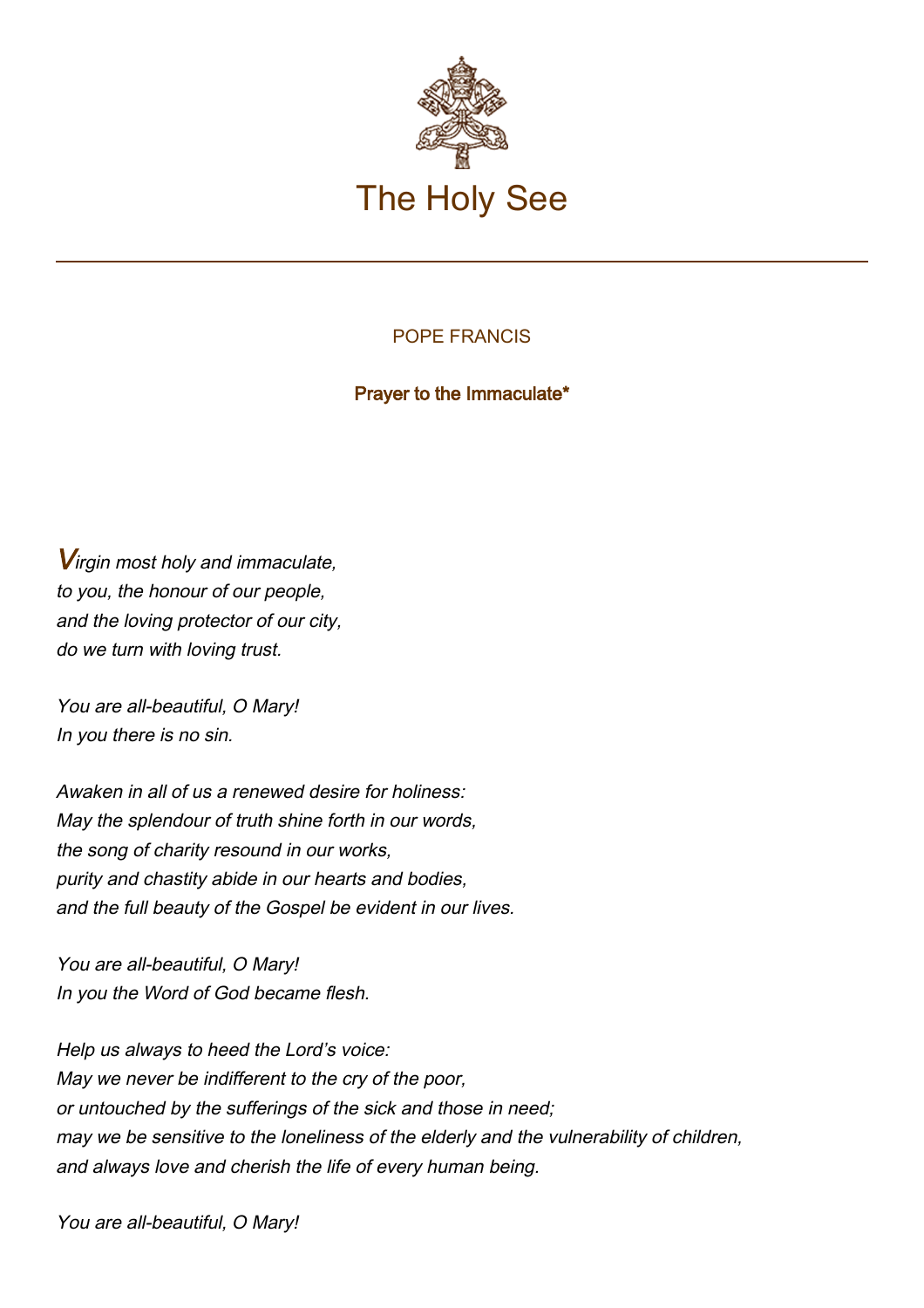# The Holy See

POPE FRANCIS

## Prayer to the Immaculate*

*Virgin most holy and immaculate,*
*to you, the honour of our people,*
*and the loving protector of our city,*
*do we turn with loving trust.*

*You are all-beautiful, O Mary!*
*In you there is no sin.*

*Awaken in all of us a renewed desire for holiness:*
*May the splendour of truth shine forth in our words,*
*the song of charity resound in our works,*
*purity and chastity abide in our hearts and bodies,*
*and the full beauty of the Gospel be evident in our lives.*

*You are all-beautiful, O Mary!*
*In you the Word of God became flesh.*

*Help us always to heed the Lord's voice:*
*May we never be indifferent to the cry of the poor,*
*or untouched by the sufferings of the sick and those in need;*
*may we be sensitive to the loneliness of the elderly and the vulnerability of children,*
*and always love and cherish the life of every human being.*

*You are all-beautiful, O Mary!*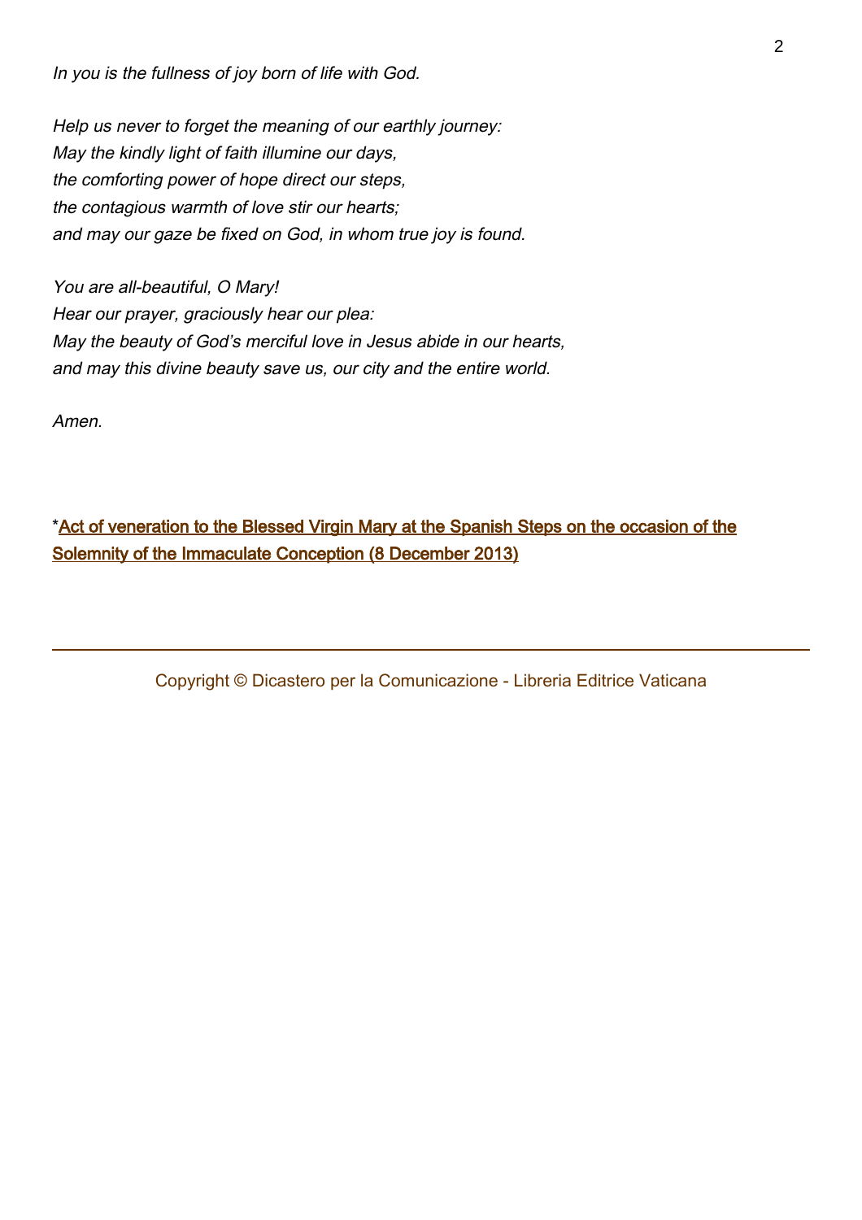*In you is the fullness of joy born of life with God.*

*Help us never to forget the meaning of our earthly journey:*
*May the kindly light of faith illumine our days,*
*the comforting power of hope direct our steps,*
*the contagious warmth of love stir our hearts;*
*and may our gaze be fixed on God, in whom true joy is found.*

*You are all-beautiful, O Mary!*
*Hear our prayer, graciously hear our plea:*
*May the beauty of God's merciful love in Jesus abide in our hearts,*
*and may this divine beauty save us, our city and the entire world.*

*Amen.*

*Act of veneration to the Blessed Virgin Mary at the Spanish Steps on the occasion of the Solemnity of the Immaculate Conception (8 December 2013)

---

Copyright © Dicastero per la Comunicazione - Libreria Editrice Vaticana